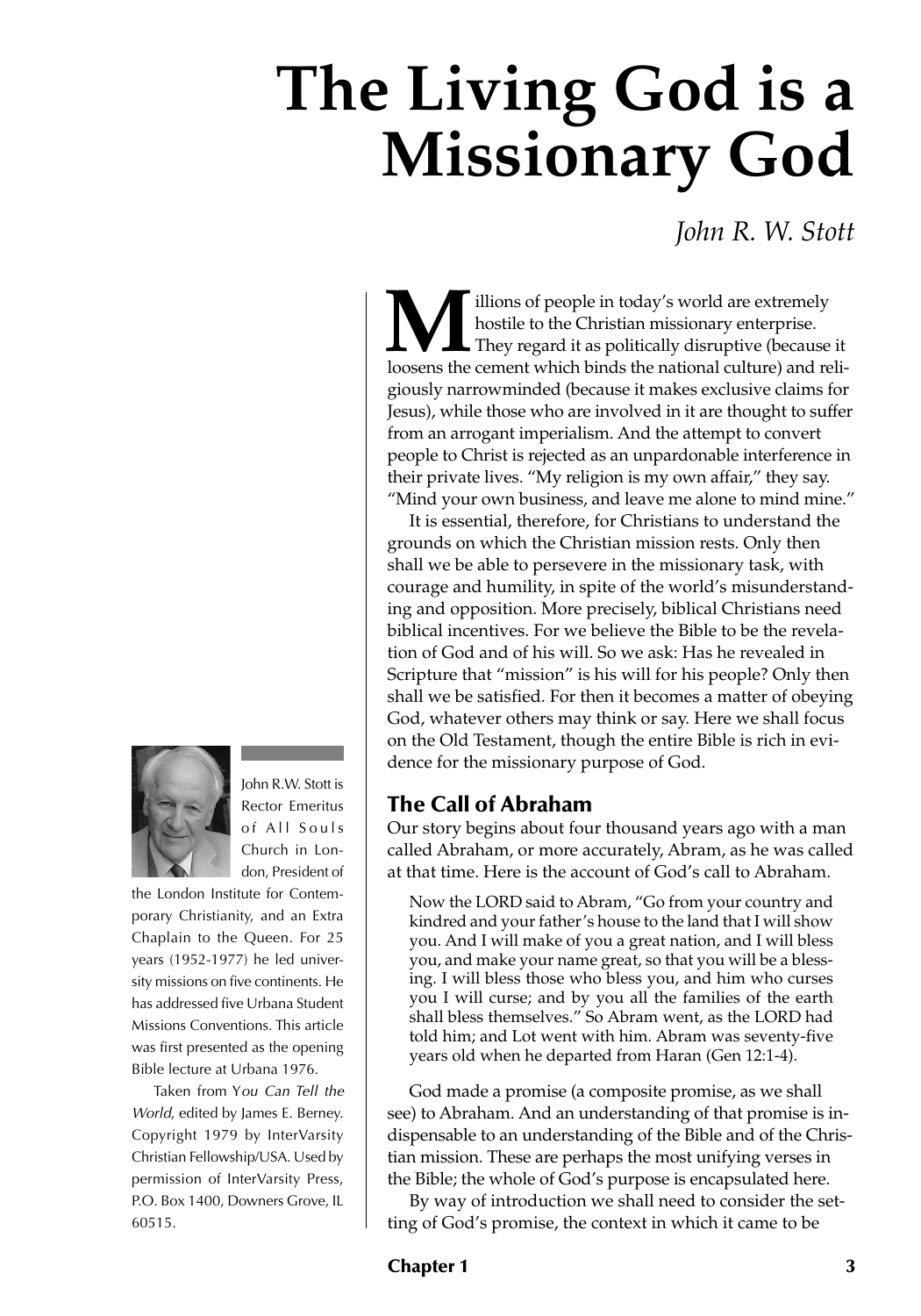# The Living God is a Missionary God

*John R. W. Stott*

Millions of people in today's world are extremely hostile to the Christian missionary enterprise. They regard it as politically disruptive (because it loosens the cement which binds the national culture) and religiously narrowminded (because it makes exclusive claims for Jesus), while those who are involved in it are thought to suffer from an arrogant imperialism. And the attempt to convert people to Christ is rejected as an unpardonable interference in their private lives. "My religion is my own affair," they say. "Mind your own business, and leave me alone to mind mine."

It is essential, therefore, for Christians to understand the grounds on which the Christian mission rests. Only then shall we be able to persevere in the missionary task, with courage and humility, in spite of the world's misunderstanding and opposition. More precisely, biblical Christians need biblical incentives. For we believe the Bible to be the revelation of God and of his will. So we ask: Has he revealed in Scripture that "mission" is his will for his people? Only then shall we be satisfied. For then it becomes a matter of obeying God, whatever others may think or say. Here we shall focus on the Old Testament, though the entire Bible is rich in evidence for the missionary purpose of God.

John R.W. Stott is Rector Emeritus of All Souls Church in London, President of the London Institute for Contemporary Christianity, and an Extra Chaplain to the Queen. For 25 years (1952-1977) he led university missions on five continents. He has addressed five Urbana Student Missions Conventions. This article was first presented as the opening Bible lecture at Urbana 1976.

Taken from *You Can Tell the World*, edited by James E. Berney. Copyright 1979 by InterVarsity Christian Fellowship/USA. Used by permission of InterVarsity Press, P.O. Box 1400, Downers Grove, IL 60515.

## The Call of Abraham

Our story begins about four thousand years ago with a man called Abraham, or more accurately, Abram, as he was called at that time. Here is the account of God's call to Abraham.

> Now the LORD said to Abram, "Go from your country and kindred and your father's house to the land that I will show you. And I will make of you a great nation, and I will bless you, and make your name great, so that you will be a blessing. I will bless those who bless you, and him who curses you I will curse; and by you all the families of the earth shall bless themselves." So Abram went, as the LORD had told him; and Lot went with him. Abram was seventy-five years old when he departed from Haran (Gen 12:1-4).

God made a promise (a composite promise, as we shall see) to Abraham. And an understanding of that promise is indispensable to an understanding of the Bible and of the Christian mission. These are perhaps the most unifying verses in the Bible; the whole of God's purpose is encapsulated here.

By way of introduction we shall need to consider the setting of God's promise, the context in which it came to be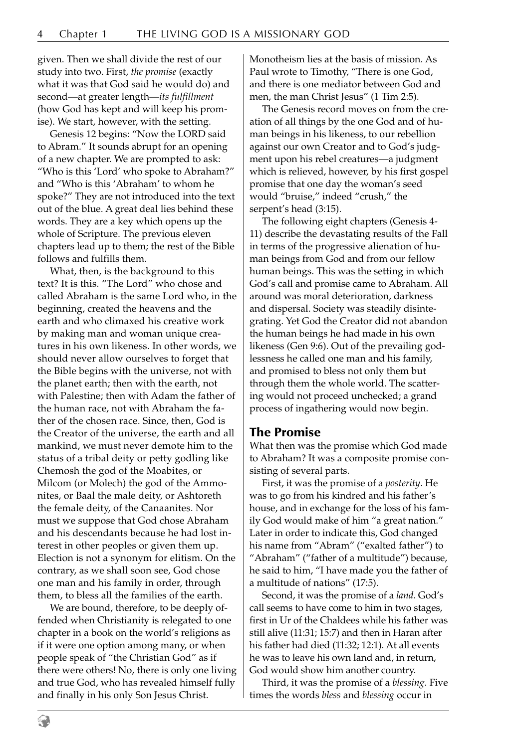given. Then we shall divide the rest of our study into two. First, *the promise* (exactly what it was that God said he would do) and second—at greater length—*its fulfillment* (how God has kept and will keep his promise). We start, however, with the setting.

Genesis 12 begins: "Now the LORD said to Abram." It sounds abrupt for an opening of a new chapter. We are prompted to ask: "Who is this 'Lord' who spoke to Abraham?" and "Who is this 'Abraham' to whom he spoke?" They are not introduced into the text out of the blue. A great deal lies behind these words. They are a key which opens up the whole of Scripture. The previous eleven chapters lead up to them; the rest of the Bible follows and fulfills them.

What, then, is the background to this text? It is this. "The Lord" who chose and called Abraham is the same Lord who, in the beginning, created the heavens and the earth and who climaxed his creative work by making man and woman unique creatures in his own likeness. In other words, we should never allow ourselves to forget that the Bible begins with the universe, not with the planet earth; then with the earth, not with Palestine; then with Adam the father of the human race, not with Abraham the father of the chosen race. Since, then, God is the Creator of the universe, the earth and all mankind, we must never demote him to the status of a tribal deity or petty godling like Chemosh the god of the Moabites, or Milcom (or Molech) the god of the Ammonites, or Baal the male deity, or Ashtoreth the female deity, of the Canaanites. Nor must we suppose that God chose Abraham and his descendants because he had lost interest in other peoples or given them up. Election is not a synonym for elitism. On the contrary, as we shall soon see, God chose one man and his family in order, through them, to bless all the families of the earth.

We are bound, therefore, to be deeply offended when Christianity is relegated to one chapter in a book on the world's religions as if it were one option among many, or when people speak of "the Christian God" as if there were others! No, there is only one living and true God, who has revealed himself fully and finally in his only Son Jesus Christ. Monotheism lies at the basis of mission. As Paul wrote to Timothy, "There is one God, and there is one mediator between God and men, the man Christ Jesus" (1 Tim 2:5).

The Genesis record moves on from the creation of all things by the one God and of human beings in his likeness, to our rebellion against our own Creator and to God's judgment upon his rebel creatures—a judgment which is relieved, however, by his first gospel promise that one day the woman's seed would "bruise," indeed "crush," the serpent's head (3:15).

The following eight chapters (Genesis 4-11) describe the devastating results of the Fall in terms of the progressive alienation of human beings from God and from our fellow human beings. This was the setting in which God's call and promise came to Abraham. All around was moral deterioration, darkness and dispersal. Society was steadily disintegrating. Yet God the Creator did not abandon the human beings he had made in his own likeness (Gen 9:6). Out of the prevailing godlessness he called one man and his family, and promised to bless not only them but through them the whole world. The scattering would not proceed unchecked; a grand process of ingathering would now begin.

## The Promise

What then was the promise which God made to Abraham? It was a composite promise consisting of several parts.

First, it was the promise of a *posterity*. He was to go from his kindred and his father's house, and in exchange for the loss of his family God would make of him "a great nation." Later in order to indicate this, God changed his name from "Abram" ("exalted father") to "Abraham" ("father of a multitude") because, he said to him, "I have made you the father of a multitude of nations" (17:5).

Second, it was the promise of a *land.* God's call seems to have come to him in two stages, first in Ur of the Chaldees while his father was still alive (11:31; 15:7) and then in Haran after his father had died (11:32; 12:1). At all events he was to leave his own land and, in return, God would show him another country.

Third, it was the promise of a *blessing*. Five times the words *bless* and *blessing* occur in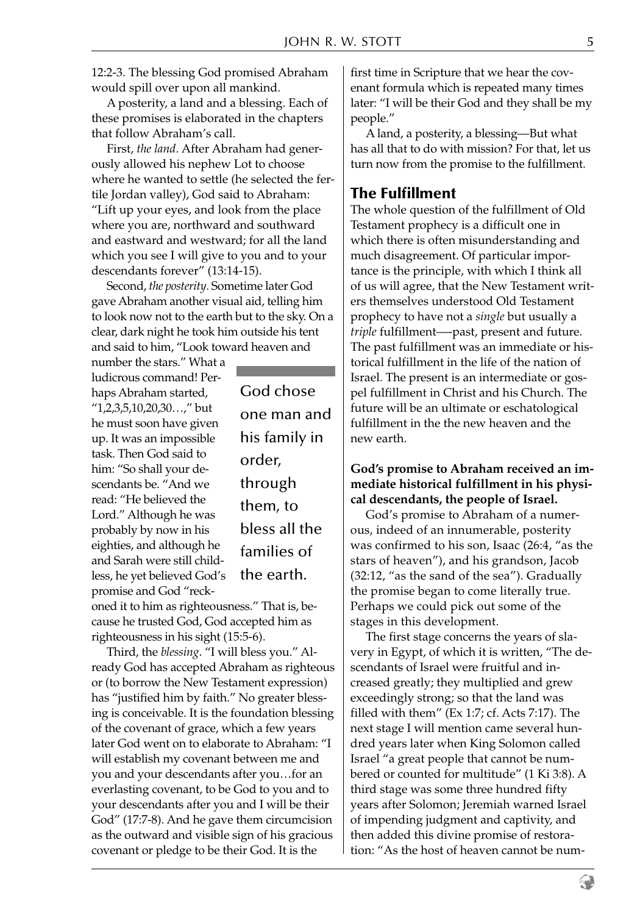12:2-3. The blessing God promised Abraham would spill over upon all mankind.

A posterity, a land and a blessing. Each of these promises is elaborated in the chapters that follow Abraham's call.

First, *the land*. After Abraham had generously allowed his nephew Lot to choose where he wanted to settle (he selected the fertile Jordan valley), God said to Abraham: "Lift up your eyes, and look from the place where you are, northward and southward and eastward and westward; for all the land which you see I will give to you and to your descendants forever" (13:14-15).

Second, *the posterity*. Sometime later God gave Abraham another visual aid, telling him to look now not to the earth but to the sky. On a clear, dark night he took him outside his tent and said to him, "Look toward heaven and number the stars." What a ludicrous command! Perhaps Abraham started, "1,2,3,5,10,20,30…," but he must soon have given up. It was an impossible task. Then God said to him: "So shall your descendants be. "And we read: "He believed the Lord." Although he was probably by now in his eighties, and although he and Sarah were still childless, he yet believed God's promise and God "reckoned it to him as righteousness." That is, because he trusted God, God accepted him as righteousness in his sight (15:5-6).

> God chose one man and his family in order, through them, to bless all the families of the earth.

Third, the *blessing*. "I will bless you." Already God has accepted Abraham as righteous or (to borrow the New Testament expression) has "justified him by faith." No greater blessing is conceivable. It is the foundation blessing of the covenant of grace, which a few years later God went on to elaborate to Abraham: "I will establish my covenant between me and you and your descendants after you…for an everlasting covenant, to be God to you and to your descendants after you and I will be their God" (17:7-8). And he gave them circumcision as the outward and visible sign of his gracious covenant or pledge to be their God. It is the first time in Scripture that we hear the covenant formula which is repeated many times later: "I will be their God and they shall be my people."

A land, a posterity, a blessing—But what has all that to do with mission? For that, let us turn now from the promise to the fulfillment.

## The Fulfillment

The whole question of the fulfillment of Old Testament prophecy is a difficult one in which there is often misunderstanding and much disagreement. Of particular importance is the principle, with which I think all of us will agree, that the New Testament writers themselves understood Old Testament prophecy to have not a *single* but usually a *triple* fulfillment—-past, present and future. The past fulfillment was an immediate or historical fulfillment in the life of the nation of Israel. The present is an intermediate or gospel fulfillment in Christ and his Church. The future will be an ultimate or eschatological fulfillment in the the new heaven and the new earth.

**God's promise to Abraham received an immediate historical fulfillment in his physical descendants, the people of Israel.**

God's promise to Abraham of a numerous, indeed of an innumerable, posterity was confirmed to his son, Isaac (26:4, "as the stars of heaven"), and his grandson, Jacob (32:12, "as the sand of the sea"). Gradually the promise began to come literally true. Perhaps we could pick out some of the stages in this development.

The first stage concerns the years of slavery in Egypt, of which it is written, "The descendants of Israel were fruitful and increased greatly; they multiplied and grew exceedingly strong; so that the land was filled with them" (Ex 1:7; cf. Acts 7:17). The next stage I will mention came several hundred years later when King Solomon called Israel "a great people that cannot be numbered or counted for multitude" (1 Ki 3:8). A third stage was some three hundred fifty years after Solomon; Jeremiah warned Israel of impending judgment and captivity, and then added this divine promise of restoration: "As the host of heaven cannot be num-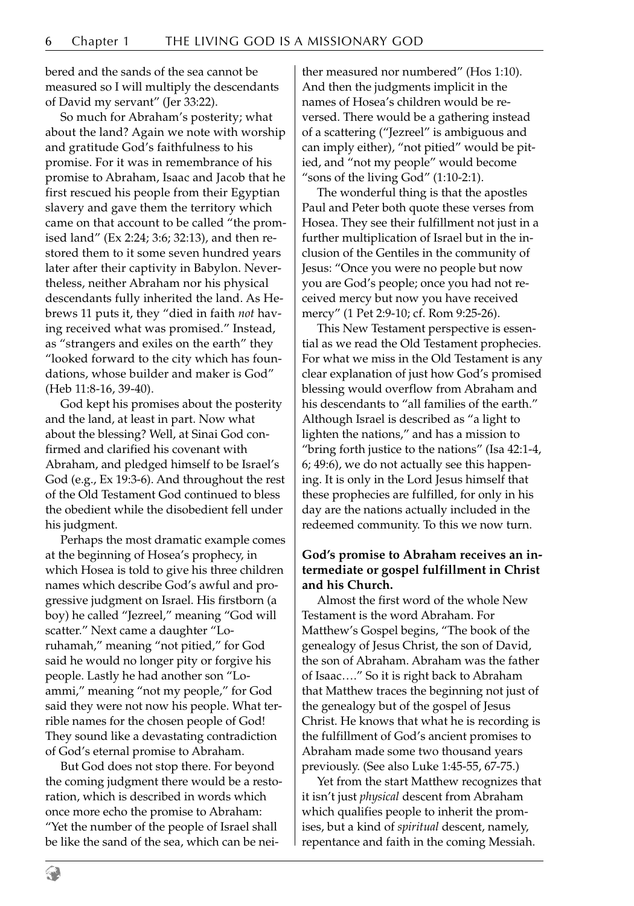bered and the sands of the sea cannot be measured so I will multiply the descendants of David my servant" (Jer 33:22).

So much for Abraham's posterity; what about the land? Again we note with worship and gratitude God's faithfulness to his promise. For it was in remembrance of his promise to Abraham, Isaac and Jacob that he first rescued his people from their Egyptian slavery and gave them the territory which came on that account to be called "the promised land" (Ex 2:24; 3:6; 32:13), and then restored them to it some seven hundred years later after their captivity in Babylon. Nevertheless, neither Abraham nor his physical descendants fully inherited the land. As Hebrews 11 puts it, they "died in faith *not* having received what was promised." Instead, as "strangers and exiles on the earth" they "looked forward to the city which has foundations, whose builder and maker is God" (Heb 11:8-16, 39-40).

God kept his promises about the posterity and the land, at least in part. Now what about the blessing? Well, at Sinai God confirmed and clarified his covenant with Abraham, and pledged himself to be Israel's God (e.g., Ex 19:3-6). And throughout the rest of the Old Testament God continued to bless the obedient while the disobedient fell under his judgment.

Perhaps the most dramatic example comes at the beginning of Hosea's prophecy, in which Hosea is told to give his three children names which describe God's awful and progressive judgment on Israel. His firstborn (a boy) he called "Jezreel," meaning "God will scatter." Next came a daughter "Lo-ruhamah," meaning "not pitied," for God said he would no longer pity or forgive his people. Lastly he had another son "Lo-ammi," meaning "not my people," for God said they were not now his people. What terrible names for the chosen people of God! They sound like a devastating contradiction of God's eternal promise to Abraham.

But God does not stop there. For beyond the coming judgment there would be a restoration, which is described in words which once more echo the promise to Abraham: "Yet the number of the people of Israel shall be like the sand of the sea, which can be neither measured nor numbered" (Hos 1:10). And then the judgments implicit in the names of Hosea's children would be reversed. There would be a gathering instead of a scattering ("Jezreel" is ambiguous and can imply either), "not pitied" would be pitied, and "not my people" would become "sons of the living God" (1:10-2:1).

The wonderful thing is that the apostles Paul and Peter both quote these verses from Hosea. They see their fulfillment not just in a further multiplication of Israel but in the inclusion of the Gentiles in the community of Jesus: "Once you were no people but now you are God's people; once you had not received mercy but now you have received mercy" (1 Pet 2:9-10; cf. Rom 9:25-26).

This New Testament perspective is essential as we read the Old Testament prophecies. For what we miss in the Old Testament is any clear explanation of just how God's promised blessing would overflow from Abraham and his descendants to "all families of the earth." Although Israel is described as "a light to lighten the nations," and has a mission to "bring forth justice to the nations" (Isa 42:1-4, 6; 49:6), we do not actually see this happening. It is only in the Lord Jesus himself that these prophecies are fulfilled, for only in his day are the nations actually included in the redeemed community. To this we now turn.

**God's promise to Abraham receives an intermediate or gospel fulfillment in Christ and his Church.**

Almost the first word of the whole New Testament is the word Abraham. For Matthew's Gospel begins, "The book of the genealogy of Jesus Christ, the son of David, the son of Abraham. Abraham was the father of Isaac…." So it is right back to Abraham that Matthew traces the beginning not just of the genealogy but of the gospel of Jesus Christ. He knows that what he is recording is the fulfillment of God's ancient promises to Abraham made some two thousand years previously. (See also Luke 1:45-55, 67-75.)

Yet from the start Matthew recognizes that it isn't just *physical* descent from Abraham which qualifies people to inherit the promises, but a kind of *spiritual* descent, namely, repentance and faith in the coming Messiah.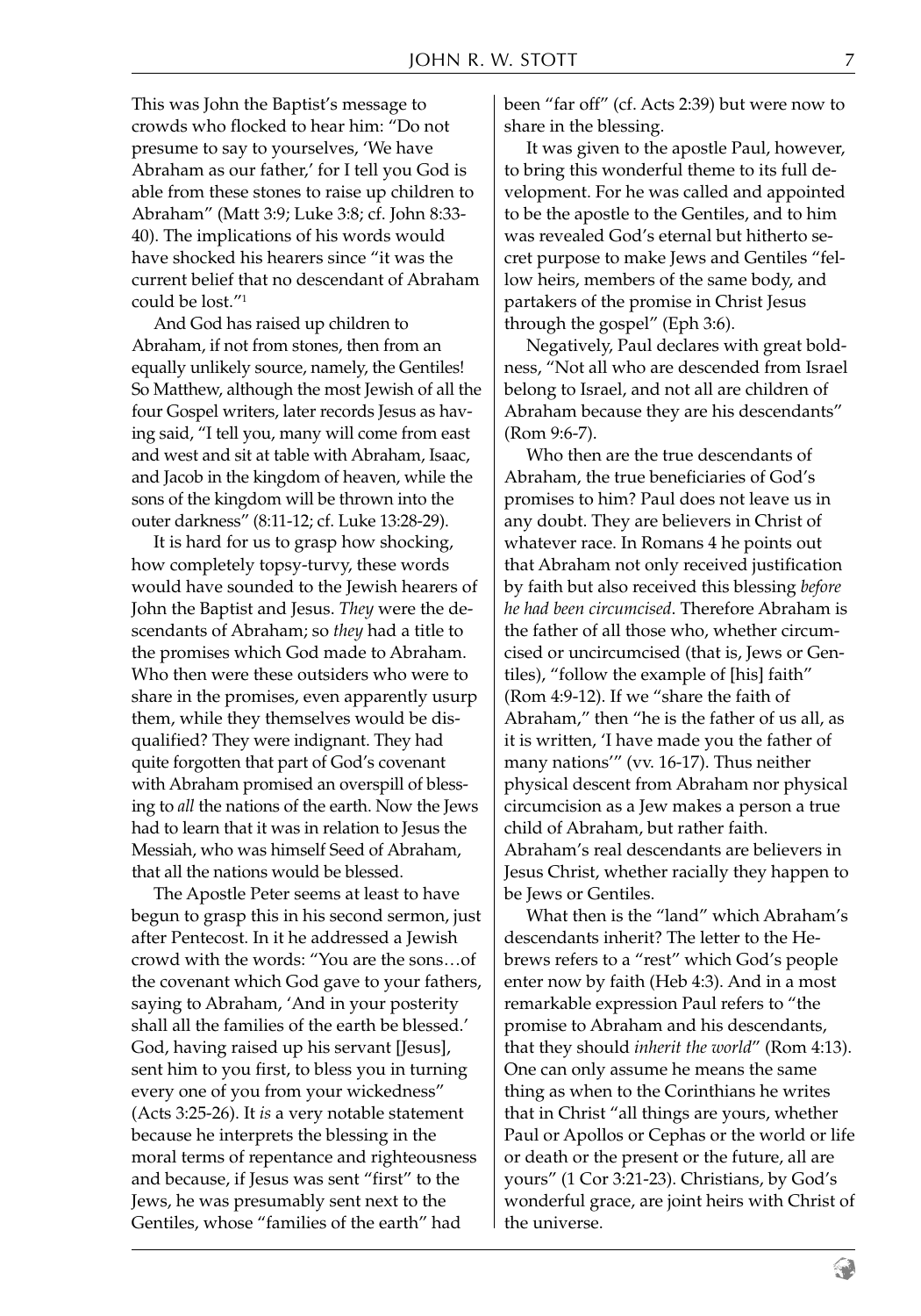This was John the Baptist's message to crowds who flocked to hear him: "Do not presume to say to yourselves, 'We have Abraham as our father,' for I tell you God is able from these stones to raise up children to Abraham" (Matt 3:9; Luke 3:8; cf. John 8:33-40). The implications of his words would have shocked his hearers since "it was the current belief that no descendant of Abraham could be lost."[1]

And God has raised up children to Abraham, if not from stones, then from an equally unlikely source, namely, the Gentiles! So Matthew, although the most Jewish of all the four Gospel writers, later records Jesus as having said, "I tell you, many will come from east and west and sit at table with Abraham, Isaac, and Jacob in the kingdom of heaven, while the sons of the kingdom will be thrown into the outer darkness" (8:11-12; cf. Luke 13:28-29).

It is hard for us to grasp how shocking, how completely topsy-turvy, these words would have sounded to the Jewish hearers of John the Baptist and Jesus. *They* were the descendants of Abraham; so *they* had a title to the promises which God made to Abraham. Who then were these outsiders who were to share in the promises, even apparently usurp them, while they themselves would be disqualified? They were indignant. They had quite forgotten that part of God's covenant with Abraham promised an overspill of blessing to *all* the nations of the earth. Now the Jews had to learn that it was in relation to Jesus the Messiah, who was himself Seed of Abraham, that all the nations would be blessed.

The Apostle Peter seems at least to have begun to grasp this in his second sermon, just after Pentecost. In it he addressed a Jewish crowd with the words: "You are the sons…of the covenant which God gave to your fathers, saying to Abraham, 'And in your posterity shall all the families of the earth be blessed.' God, having raised up his servant [Jesus], sent him to you first, to bless you in turning every one of you from your wickedness" (Acts 3:25-26). It *is* a very notable statement because he interprets the blessing in the moral terms of repentance and righteousness and because, if Jesus was sent "first" to the Jews, he was presumably sent next to the Gentiles, whose "families of the earth" had been "far off" (cf. Acts 2:39) but were now to share in the blessing.

It was given to the apostle Paul, however, to bring this wonderful theme to its full development. For he was called and appointed to be the apostle to the Gentiles, and to him was revealed God's eternal but hitherto secret purpose to make Jews and Gentiles "fellow heirs, members of the same body, and partakers of the promise in Christ Jesus through the gospel" (Eph 3:6).

Negatively, Paul declares with great boldness, "Not all who are descended from Israel belong to Israel, and not all are children of Abraham because they are his descendants" (Rom 9:6-7).

Who then are the true descendants of Abraham, the true beneficiaries of God's promises to him? Paul does not leave us in any doubt. They are believers in Christ of whatever race. In Romans 4 he points out that Abraham not only received justification by faith but also received this blessing *before he had been circumcised*. Therefore Abraham is the father of all those who, whether circumcised or uncircumcised (that is, Jews or Gentiles), "follow the example of [his] faith" (Rom 4:9-12). If we "share the faith of Abraham," then "he is the father of us all, as it is written, 'I have made you the father of many nations'" (vv. 16-17). Thus neither physical descent from Abraham nor physical circumcision as a Jew makes a person a true child of Abraham, but rather faith. Abraham's real descendants are believers in Jesus Christ, whether racially they happen to be Jews or Gentiles.

What then is the "land" which Abraham's descendants inherit? The letter to the Hebrews refers to a "rest" which God's people enter now by faith (Heb 4:3). And in a most remarkable expression Paul refers to "the promise to Abraham and his descendants, that they should *inherit the world*" (Rom 4:13). One can only assume he means the same thing as when to the Corinthians he writes that in Christ "all things are yours, whether Paul or Apollos or Cephas or the world or life or death or the present or the future, all are yours" (1 Cor 3:21-23). Christians, by God's wonderful grace, are joint heirs with Christ of the universe.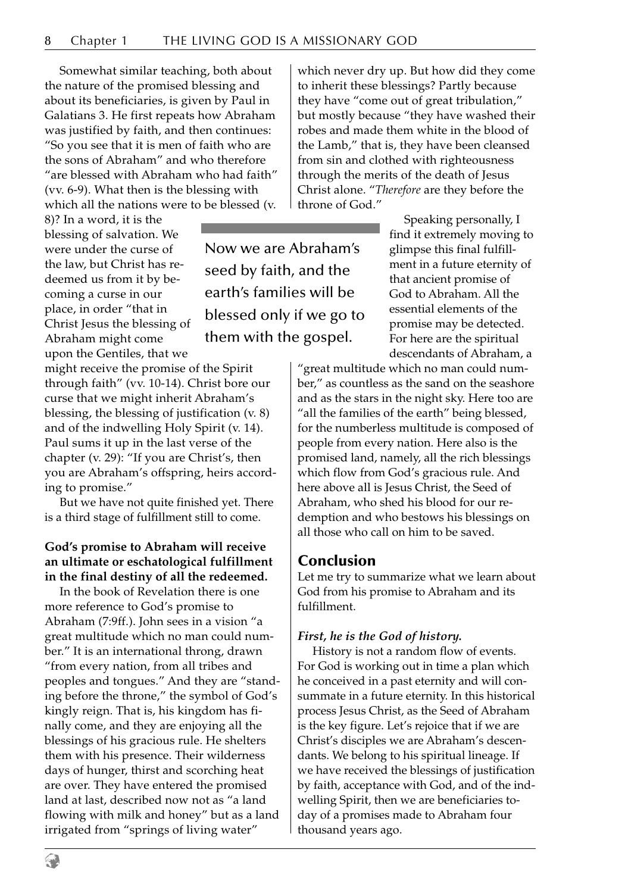Somewhat similar teaching, both about the nature of the promised blessing and about its beneficiaries, is given by Paul in Galatians 3. He first repeats how Abraham was justified by faith, and then continues: "So you see that it is men of faith who are the sons of Abraham" and who therefore "are blessed with Abraham who had faith" (vv. 6-9). What then is the blessing with which all the nations were to be blessed (v. 8)? In a word, it is the blessing of salvation. We were under the curse of the law, but Christ has redeemed us from it by becoming a curse in our place, in order "that in Christ Jesus the blessing of Abraham might come upon the Gentiles, that we might receive the promise of the Spirit through faith" (vv. 10-14). Christ bore our curse that we might inherit Abraham's blessing, the blessing of justification (v. 8) and of the indwelling Holy Spirit (v. 14). Paul sums it up in the last verse of the chapter (v. 29): "If you are Christ's, then you are Abraham's offspring, heirs according to promise."

But we have not quite finished yet. There is a third stage of fulfillment still to come.

**God's promise to Abraham will receive an ultimate or eschatological fulfillment in the final destiny of all the redeemed.**

In the book of Revelation there is one more reference to God's promise to Abraham (7:9ff.). John sees in a vision "a great multitude which no man could number." It is an international throng, drawn "from every nation, from all tribes and peoples and tongues." And they are "standing before the throne," the symbol of God's kingly reign. That is, his kingdom has finally come, and they are enjoying all the blessings of his gracious rule. He shelters them with his presence. Their wilderness days of hunger, thirst and scorching heat are over. They have entered the promised land at last, described now not as "a land flowing with milk and honey" but as a land irrigated from "springs of living water" which never dry up. But how did they come to inherit these blessings? Partly because they have "come out of great tribulation," but mostly because "they have washed their robes and made them white in the blood of the Lamb," that is, they have been cleansed from sin and clothed with righteousness through the merits of the death of Jesus Christ alone. "*Therefore* are they before the throne of God."

Now we are Abraham's seed by faith, and the earth's families will be blessed only if we go to them with the gospel.

Speaking personally, I find it extremely moving to glimpse this final fulfillment in a future eternity of that ancient promise of God to Abraham. All the essential elements of the promise may be detected. For here are the spiritual descendants of Abraham, a "great multitude which no man could number," as countless as the sand on the seashore and as the stars in the night sky. Here too are "all the families of the earth" being blessed, for the numberless multitude is composed of people from every nation. Here also is the promised land, namely, all the rich blessings which flow from God's gracious rule. And here above all is Jesus Christ, the Seed of Abraham, who shed his blood for our redemption and who bestows his blessings on all those who call on him to be saved.

## Conclusion

Let me try to summarize what we learn about God from his promise to Abraham and its fulfillment.

***First, he is the God of history.***

History is not a random flow of events. For God is working out in time a plan which he conceived in a past eternity and will consummate in a future eternity. In this historical process Jesus Christ, as the Seed of Abraham is the key figure. Let's rejoice that if we are Christ's disciples we are Abraham's descendants. We belong to his spiritual lineage. If we have received the blessings of justification by faith, acceptance with God, and of the indwelling Spirit, then we are beneficiaries today of a promises made to Abraham four thousand years ago.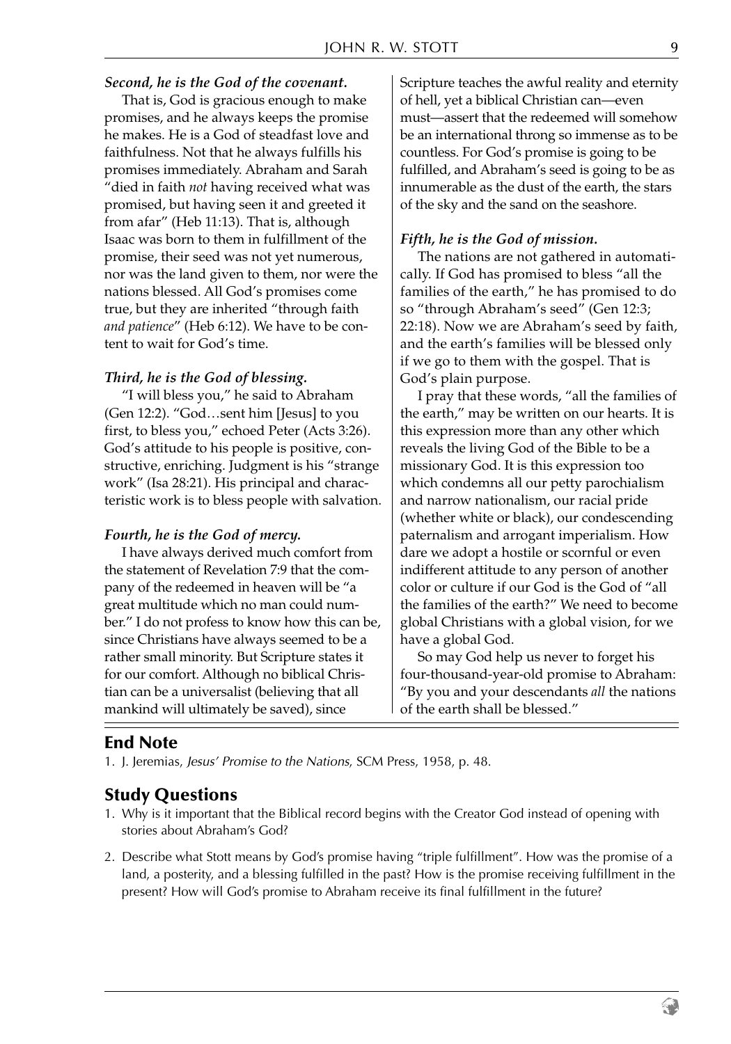***Second, he is the God of the covenant.***

That is, God is gracious enough to make promises, and he always keeps the promise he makes. He is a God of steadfast love and faithfulness. Not that he always fulfills his promises immediately. Abraham and Sarah "died in faith *not* having received what was promised, but having seen it and greeted it from afar" (Heb 11:13). That is, although Isaac was born to them in fulfillment of the promise, their seed was not yet numerous, nor was the land given to them, nor were the nations blessed. All God's promises come true, but they are inherited "through faith *and patience*" (Heb 6:12). We have to be content to wait for God's time.

***Third, he is the God of blessing.***

"I will bless you," he said to Abraham (Gen 12:2). "God…sent him [Jesus] to you first, to bless you," echoed Peter (Acts 3:26). God's attitude to his people is positive, constructive, enriching. Judgment is his "strange work" (Isa 28:21). His principal and characteristic work is to bless people with salvation.

***Fourth, he is the God of mercy.***

I have always derived much comfort from the statement of Revelation 7:9 that the company of the redeemed in heaven will be "a great multitude which no man could number." I do not profess to know how this can be, since Christians have always seemed to be a rather small minority. But Scripture states it for our comfort. Although no biblical Christian can be a universalist (believing that all mankind will ultimately be saved), since Scripture teaches the awful reality and eternity of hell, yet a biblical Christian can—even must—assert that the redeemed will somehow be an international throng so immense as to be countless. For God's promise is going to be fulfilled, and Abraham's seed is going to be as innumerable as the dust of the earth, the stars of the sky and the sand on the seashore.

***Fifth, he is the God of mission.***

The nations are not gathered in automatically. If God has promised to bless "all the families of the earth," he has promised to do so "through Abraham's seed" (Gen 12:3; 22:18). Now we are Abraham's seed by faith, and the earth's families will be blessed only if we go to them with the gospel. That is God's plain purpose.

I pray that these words, "all the families of the earth," may be written on our hearts. It is this expression more than any other which reveals the living God of the Bible to be a missionary God. It is this expression too which condemns all our petty parochialism and narrow nationalism, our racial pride (whether white or black), our condescending paternalism and arrogant imperialism. How dare we adopt a hostile or scornful or even indifferent attitude to any person of another color or culture if our God is the God of "all the families of the earth?" We need to become global Christians with a global vision, for we have a global God.

So may God help us never to forget his four-thousand-year-old promise to Abraham: "By you and your descendants *all* the nations of the earth shall be blessed."

## End Note

1. J. Jeremias, *Jesus' Promise to the Nations*, SCM Press, 1958, p. 48.

## Study Questions

1. Why is it important that the Biblical record begins with the Creator God instead of opening with stories about Abraham's God?
2. Describe what Stott means by God's promise having "triple fulfillment". How was the promise of a land, a posterity, and a blessing fulfilled in the past? How is the promise receiving fulfillment in the present? How will God's promise to Abraham receive its final fulfillment in the future?